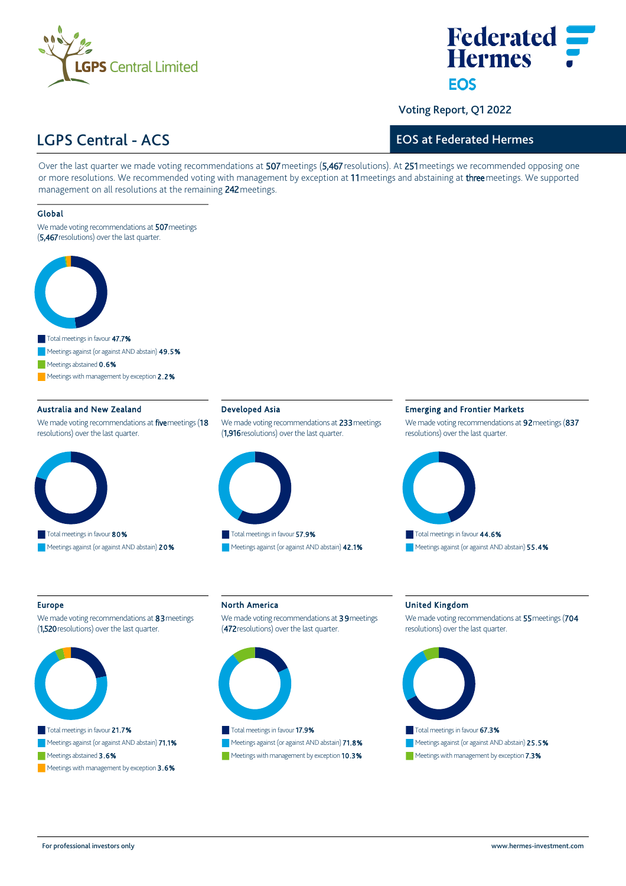LGPS Central Limited

Federated Hermes EOS

Voting Report, Q1 2022

# LGPS Central - ACS

## EOS at Federated Hermes

Over the last quarter we made voting recommendations at 507 meetings (5,467 resolutions). At 251 meetings we recommended opposing one or more resolutions. We recommended voting with management by exception at 11 meetings and abstaining at three meetings. We supported management on all resolutions at the remaining 242 meetings.

### Global

We made voting recommendations at 507 meetings (5,467 resolutions) over the last quarter.

- Total meetings in favour **47.7%**
- Meetings against (or against AND abstain) **49.5%**
- Meetings abstained **0.6%**
- Meetings with management by exception **2.2%**

### Australia and New Zealand

We made voting recommendations at five meetings (18 resolutions) over the last quarter.

- Total meetings in favour **80%**
- Meetings against (or against AND abstain) **20%**

### Developed Asia

We made voting recommendations at 233 meetings (1,916 resolutions) over the last quarter.

- Total meetings in favour **57.9%**
- Meetings against (or against AND abstain) **42.1%**

### Emerging and Frontier Markets

We made voting recommendations at 92 meetings (837 resolutions) over the last quarter.

- Total meetings in favour **44.6%**
- Meetings against (or against AND abstain) **55.4%**

### Europe

We made voting recommendations at 83 meetings (1,520 resolutions) over the last quarter.

- Total meetings in favour **21.7%**
- Meetings against (or against AND abstain) **71.1%**
- Meetings abstained **3.6%**
- Meetings with management by exception **3.6%**

### North America

We made voting recommendations at 39 meetings (472 resolutions) over the last quarter.

- Total meetings in favour **17.9%**
- Meetings against (or against AND abstain) **71.8%**
- Meetings with management by exception **10.3%**

### United Kingdom

We made voting recommendations at 55 meetings (704 resolutions) over the last quarter.

- Total meetings in favour **67.3%**
- Meetings against (or against AND abstain) **25.5%**
- Meetings with management by exception **7.3%**

For professional investors only

www.hermes-investment.com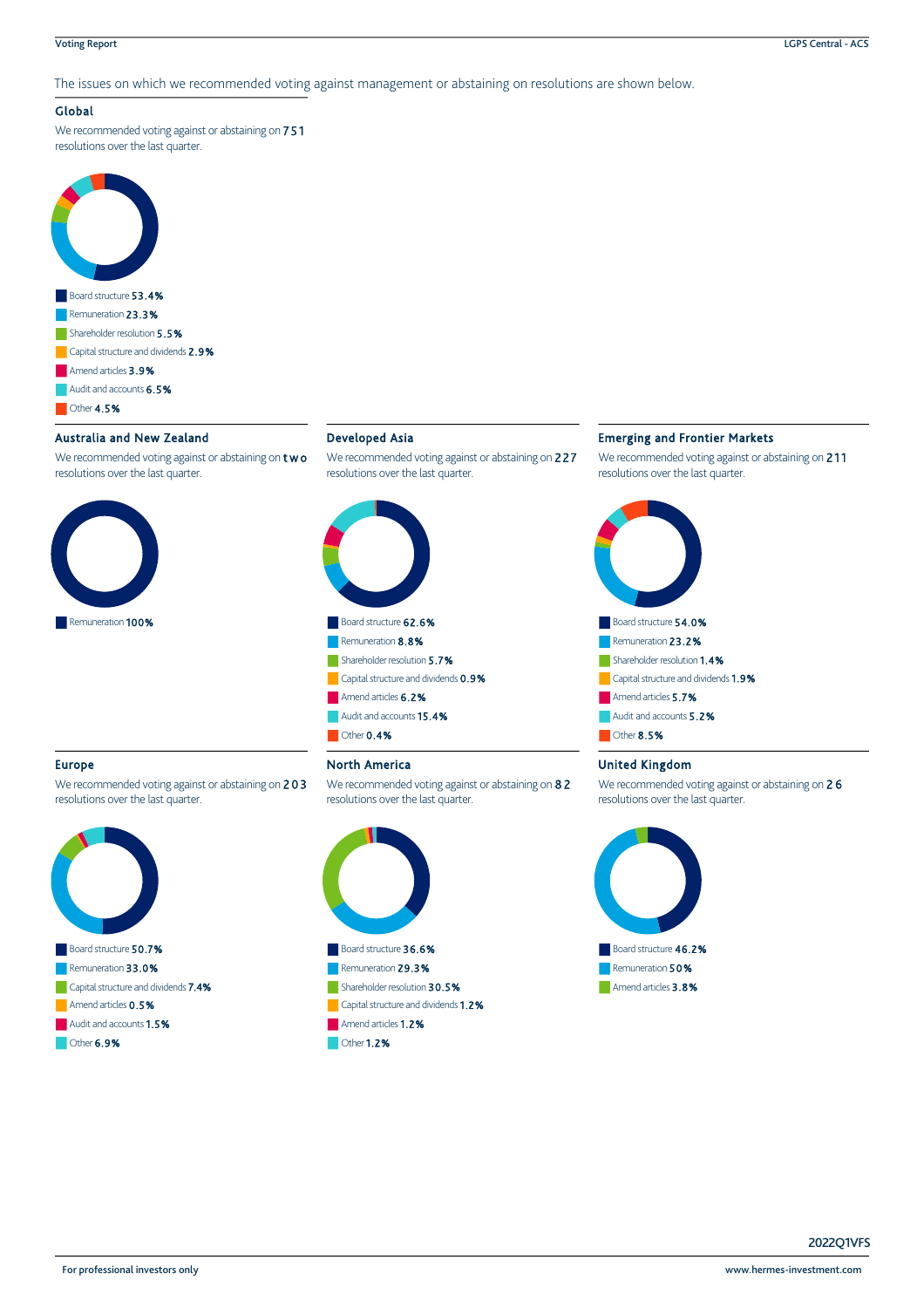The issues on which we recommended voting against management or abstaining on resolutions are shown below.

## Global

We recommended voting against or abstaining on **751** resolutions over the last quarter.

Board structure **53.4%**
Remuneration **23.3%**
Shareholder resolution **5.5%**
Capital structure and dividends **2.9%**
Amend articles **3.9%**
Audit and accounts **6.5%**
Other **4.5%**

## Australia and New Zealand

We recommended voting against or abstaining on **two** resolutions over the last quarter.

Remuneration **100%**

## Developed Asia

We recommended voting against or abstaining on **227** resolutions over the last quarter.

Board structure **62.6%**
Remuneration **8.8%**
Shareholder resolution **5.7%**
Capital structure and dividends **0.9%**
Amend articles **6.2%**
Audit and accounts **15.4%**
Other **0.4%**

## Emerging and Frontier Markets

We recommended voting against or abstaining on **211** resolutions over the last quarter.

Board structure **54.0%**
Remuneration **23.2%**
Shareholder resolution **1.4%**
Capital structure and dividends **1.9%**
Amend articles **5.7%**
Audit and accounts **5.2%**
Other **8.5%**

## Europe

We recommended voting against or abstaining on **203** resolutions over the last quarter.

Board structure **50.7%**
Remuneration **33.0%**
Capital structure and dividends **7.4%**
Amend articles **0.5%**
Audit and accounts **1.5%**
Other **6.9%**

## North America

We recommended voting against or abstaining on **82** resolutions over the last quarter.

Board structure **36.6%**
Remuneration **29.3%**
Shareholder resolution **30.5%**
Capital structure and dividends **1.2%**
Amend articles **1.2%**
Other **1.2%**

## United Kingdom

We recommended voting against or abstaining on **26** resolutions over the last quarter.

Board structure **46.2%**
Remuneration **50%**
Amend articles **3.8%**

2022Q1VFS